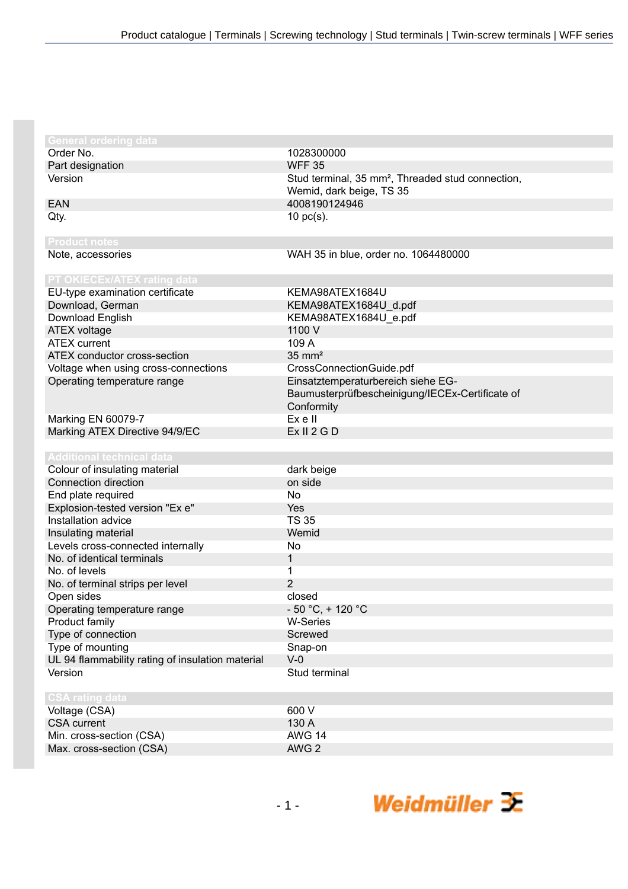## General ordering data

| | |
|---|---|
| Order No. | 1028300000 |
| Part designation | WFF 35 |
| Version | Stud terminal, 35 mm², Threaded stud connection, Wemid, dark beige, TS 35 |
| EAN | 4008190124946 |
| Qty. | 10 pc(s). |

## Product notes

| | |
|---|---|
| Note, accessories | WAH 35 in blue, order no. 1064480000 |

## PT OKIECEx/ATEX rating data

| | |
|---|---|
| EU-type examination certificate | KEMA98ATEX1684U |
| Download, German | KEMA98ATEX1684U_d.pdf |
| Download English | KEMA98ATEX1684U_e.pdf |
| ATEX voltage | 1100 V |
| ATEX current | 109 A |
| ATEX conductor cross-section | 35 mm² |
| Voltage when using cross-connections | CrossConnectionGuide.pdf |
| Operating temperature range | Einsatztemperaturbereich siehe EG-Baumusterprüfbescheinigung/IECEx-Certificate of Conformity |
| Marking EN 60079-7 | Ex e II |
| Marking ATEX Directive 94/9/EC | Ex II 2 G D |

## Additional technical data

| | |
|---|---|
| Colour of insulating material | dark beige |
| Connection direction | on side |
| End plate required | No |
| Explosion-tested version "Ex e" | Yes |
| Installation advice | TS 35 |
| Insulating material | Wemid |
| Levels cross-connected internally | No |
| No. of identical terminals | 1 |
| No. of levels | 1 |
| No. of terminal strips per level | 2 |
| Open sides | closed |
| Operating temperature range | - 50 °C, + 120 °C |
| Product family | W-Series |
| Type of connection | Screwed |
| Type of mounting | Snap-on |
| UL 94 flammability rating of insulation material | V-0 |
| Version | Stud terminal |

## CSA rating data

| | |
|---|---|
| Voltage (CSA) | 600 V |
| CSA current | 130 A |
| Min. cross-section (CSA) | AWG 14 |
| Max. cross-section (CSA) | AWG 2 |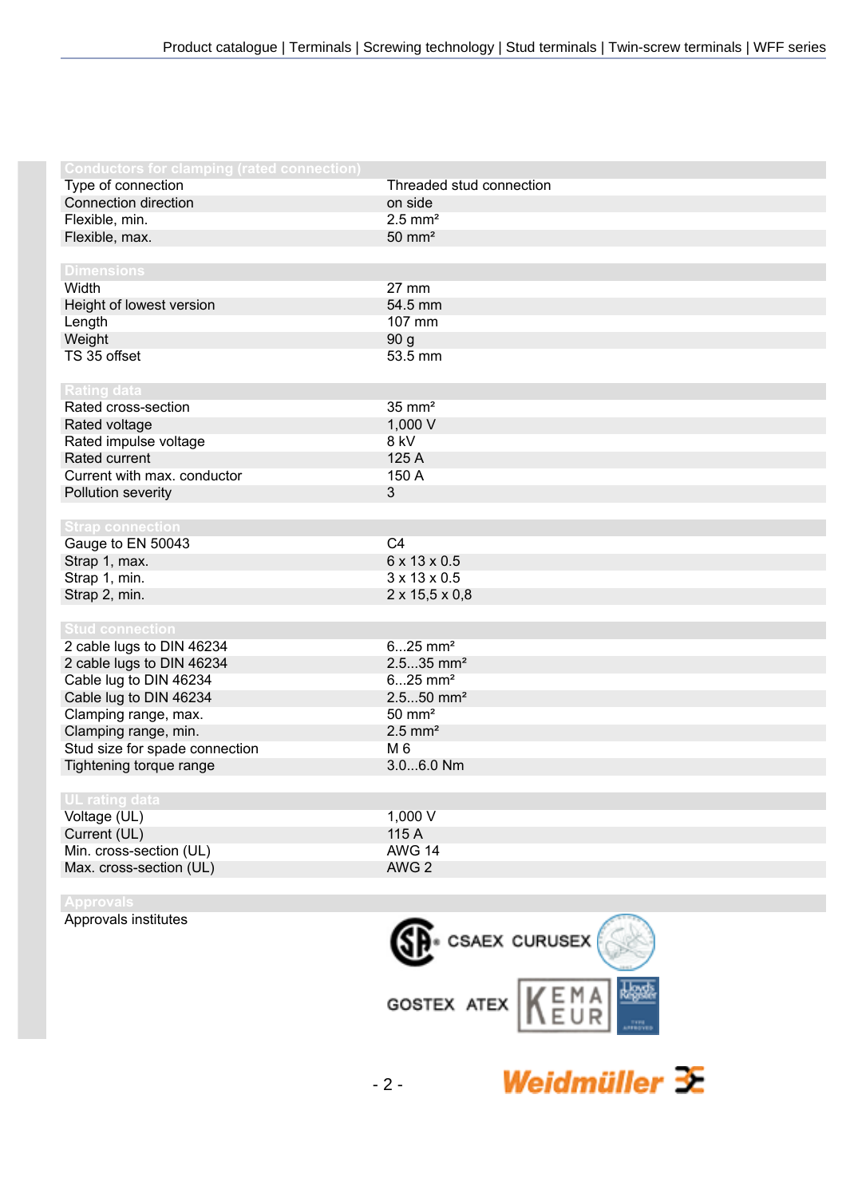| Conductors for clamping (rated connection) | |
|---|---|
| Type of connection | Threaded stud connection |
| Connection direction | on side |
| Flexible, min. | 2.5 mm² |
| Flexible, max. | 50 mm² |

| Dimensions | |
|---|---|
| Width | 27 mm |
| Height of lowest version | 54.5 mm |
| Length | 107 mm |
| Weight | 90 g |
| TS 35 offset | 53.5 mm |

| Rating data | |
|---|---|
| Rated cross-section | 35 mm² |
| Rated voltage | 1,000 V |
| Rated impulse voltage | 8 kV |
| Rated current | 125 A |
| Current with max. conductor | 150 A |
| Pollution severity | 3 |

| Strap connection | |
|---|---|
| Gauge to EN 50043 | C4 |
| Strap 1, max. | 6 x 13 x 0.5 |
| Strap 1, min. | 3 x 13 x 0.5 |
| Strap 2, min. | 2 x 15,5 x 0,8 |

| Stud connection | |
|---|---|
| 2 cable lugs to DIN 46234 | 6...25 mm² |
| 2 cable lugs to DIN 46234 | 2.5...35 mm² |
| Cable lug to DIN 46234 | 6...25 mm² |
| Cable lug to DIN 46234 | 2.5...50 mm² |
| Clamping range, max. | 50 mm² |
| Clamping range, min. | 2.5 mm² |
| Stud size for spade connection | M 6 |
| Tightening torque range | 3.0...6.0 Nm |

| UL rating data | |
|---|---|
| Voltage (UL) | 1,000 V |
| Current (UL) | 115 A |
| Min. cross-section (UL) | AWG 14 |
| Max. cross-section (UL) | AWG 2 |

| Approvals | |
|---|---|
| Approvals institutes | CSAEX CURUSEX GOSTEX ATEX |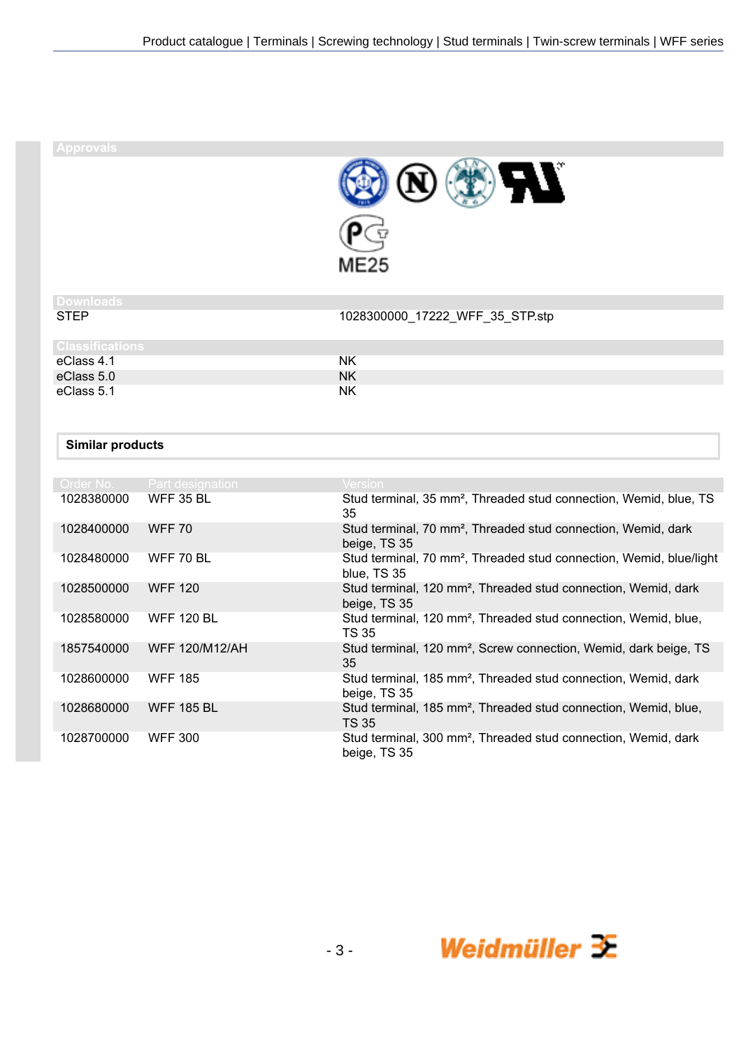## Approvals

ME25

## Downloads

| | |
|---|---|
| STEP | 1028300000_17222_WFF_35_STP.stp |

## Classifications

| | |
|---|---|
| eClass 4.1 | NK |
| eClass 5.0 | NK |
| eClass 5.1 | NK |

**Similar products**

| Order No. | Part designation | Version |
|---|---|---|
| 1028380000 | WFF 35 BL | Stud terminal, 35 mm², Threaded stud connection, Wemid, blue, TS 35 |
| 1028400000 | WFF 70 | Stud terminal, 70 mm², Threaded stud connection, Wemid, dark beige, TS 35 |
| 1028480000 | WFF 70 BL | Stud terminal, 70 mm², Threaded stud connection, Wemid, blue/light blue, TS 35 |
| 1028500000 | WFF 120 | Stud terminal, 120 mm², Threaded stud connection, Wemid, dark beige, TS 35 |
| 1028580000 | WFF 120 BL | Stud terminal, 120 mm², Threaded stud connection, Wemid, blue, TS 35 |
| 1857540000 | WFF 120/M12/AH | Stud terminal, 120 mm², Screw connection, Wemid, dark beige, TS 35 |
| 1028600000 | WFF 185 | Stud terminal, 185 mm², Threaded stud connection, Wemid, dark beige, TS 35 |
| 1028680000 | WFF 185 BL | Stud terminal, 185 mm², Threaded stud connection, Wemid, blue, TS 35 |
| 1028700000 | WFF 300 | Stud terminal, 300 mm², Threaded stud connection, Wemid, dark beige, TS 35 |